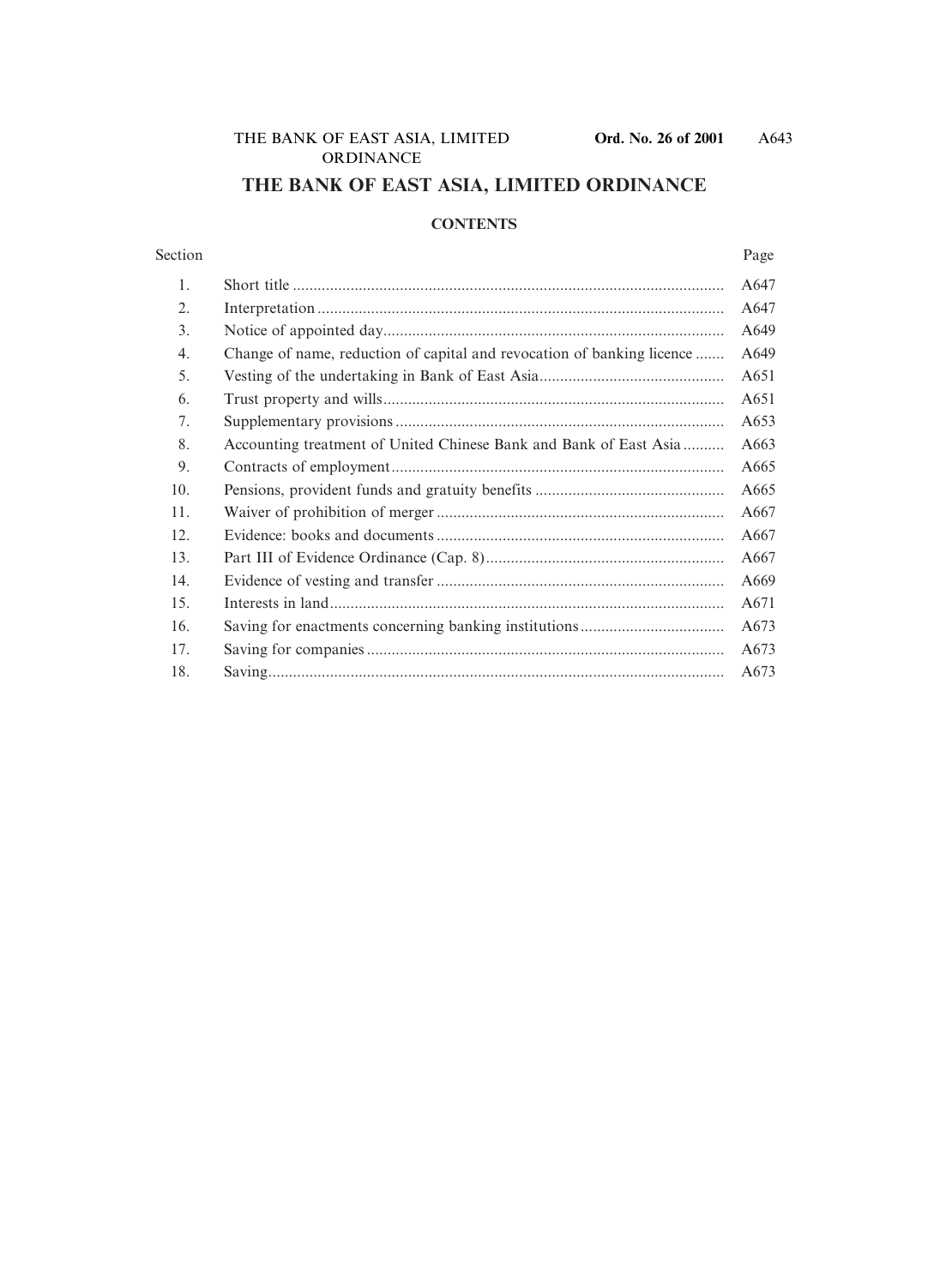# THE BANK OF EAST ASIA, LIMITED ORDINANCE

## CONTENTS

| Section | | Page |
|---|---|---|
| 1. | Short title | A647 |
| 2. | Interpretation | A647 |
| 3. | Notice of appointed day | A649 |
| 4. | Change of name, reduction of capital and revocation of banking licence | A649 |
| 5. | Vesting of the undertaking in Bank of East Asia | A651 |
| 6. | Trust property and wills | A651 |
| 7. | Supplementary provisions | A653 |
| 8. | Accounting treatment of United Chinese Bank and Bank of East Asia | A663 |
| 9. | Contracts of employment | A665 |
| 10. | Pensions, provident funds and gratuity benefits | A665 |
| 11. | Waiver of prohibition of merger | A667 |
| 12. | Evidence: books and documents | A667 |
| 13. | Part III of Evidence Ordinance (Cap. 8) | A667 |
| 14. | Evidence of vesting and transfer | A669 |
| 15. | Interests in land | A671 |
| 16. | Saving for enactments concerning banking institutions | A673 |
| 17. | Saving for companies | A673 |
| 18. | Saving | A673 |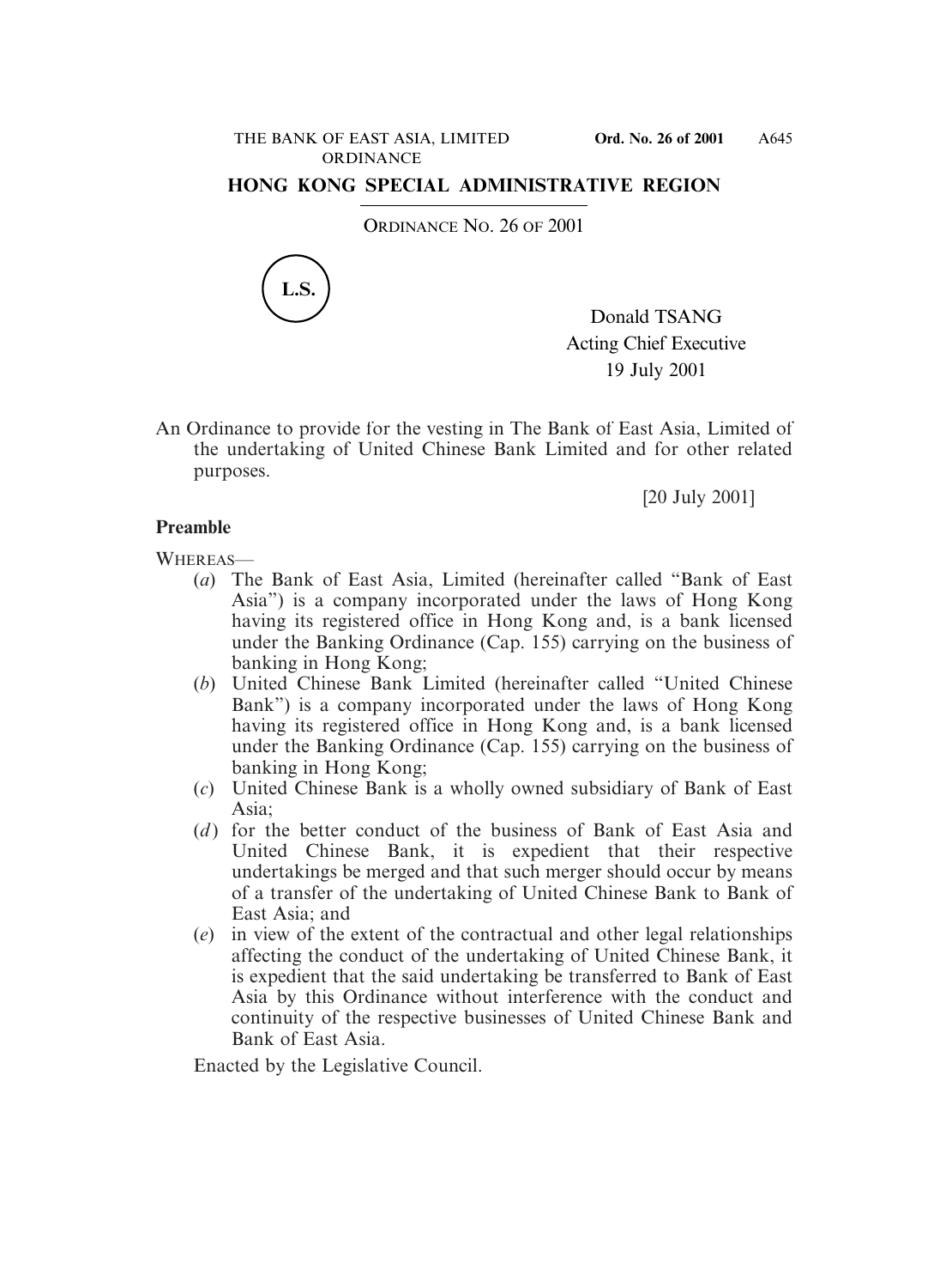## HONG KONG SPECIAL ADMINISTRATIVE REGION

ORDINANCE NO. 26 OF 2001

L.S.

Donald TSANG
Acting Chief Executive
19 July 2001

An Ordinance to provide for the vesting in The Bank of East Asia, Limited of the undertaking of United Chinese Bank Limited and for other related purposes.

[20 July 2001]

**Preamble**

WHEREAS—

(*a*) The Bank of East Asia, Limited (hereinafter called "Bank of East Asia") is a company incorporated under the laws of Hong Kong having its registered office in Hong Kong and, is a bank licensed under the Banking Ordinance (Cap. 155) carrying on the business of banking in Hong Kong;

(*b*) United Chinese Bank Limited (hereinafter called "United Chinese Bank") is a company incorporated under the laws of Hong Kong having its registered office in Hong Kong and, is a bank licensed under the Banking Ordinance (Cap. 155) carrying on the business of banking in Hong Kong;

(*c*) United Chinese Bank is a wholly owned subsidiary of Bank of East Asia;

(*d*) for the better conduct of the business of Bank of East Asia and United Chinese Bank, it is expedient that their respective undertakings be merged and that such merger should occur by means of a transfer of the undertaking of United Chinese Bank to Bank of East Asia; and

(*e*) in view of the extent of the contractual and other legal relationships affecting the conduct of the undertaking of United Chinese Bank, it is expedient that the said undertaking be transferred to Bank of East Asia by this Ordinance without interference with the conduct and continuity of the respective businesses of United Chinese Bank and Bank of East Asia.

Enacted by the Legislative Council.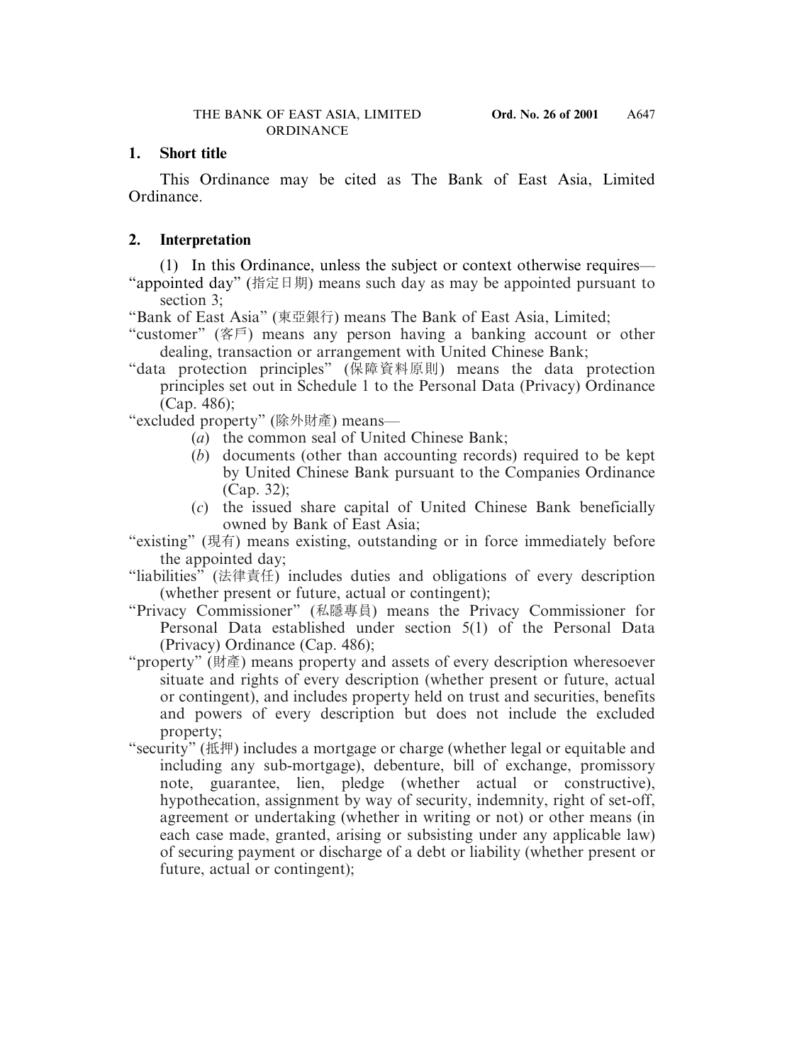## 1. Short title

This Ordinance may be cited as The Bank of East Asia, Limited Ordinance.

## 2. Interpretation

(1) In this Ordinance, unless the subject or context otherwise requires—

"appointed day" (指定日期) means such day as may be appointed pursuant to section 3;

"Bank of East Asia" (東亞銀行) means The Bank of East Asia, Limited;

"customer" (客戶) means any person having a banking account or other dealing, transaction or arrangement with United Chinese Bank;

"data protection principles" (保障資料原則) means the data protection principles set out in Schedule 1 to the Personal Data (Privacy) Ordinance (Cap. 486);

"excluded property" (除外財產) means—

- (*a*) the common seal of United Chinese Bank;
- (*b*) documents (other than accounting records) required to be kept by United Chinese Bank pursuant to the Companies Ordinance (Cap. 32);
- (*c*) the issued share capital of United Chinese Bank beneficially owned by Bank of East Asia;

"existing" (現有) means existing, outstanding or in force immediately before the appointed day;

"liabilities" (法律責任) includes duties and obligations of every description (whether present or future, actual or contingent);

"Privacy Commissioner" (私隱專員) means the Privacy Commissioner for Personal Data established under section 5(1) of the Personal Data (Privacy) Ordinance (Cap. 486);

"property" (財產) means property and assets of every description wheresoever situate and rights of every description (whether present or future, actual or contingent), and includes property held on trust and securities, benefits and powers of every description but does not include the excluded property;

"security" (抵押) includes a mortgage or charge (whether legal or equitable and including any sub-mortgage), debenture, bill of exchange, promissory note, guarantee, lien, pledge (whether actual or constructive), hypothecation, assignment by way of security, indemnity, right of set-off, agreement or undertaking (whether in writing or not) or other means (in each case made, granted, arising or subsisting under any applicable law) of securing payment or discharge of a debt or liability (whether present or future, actual or contingent);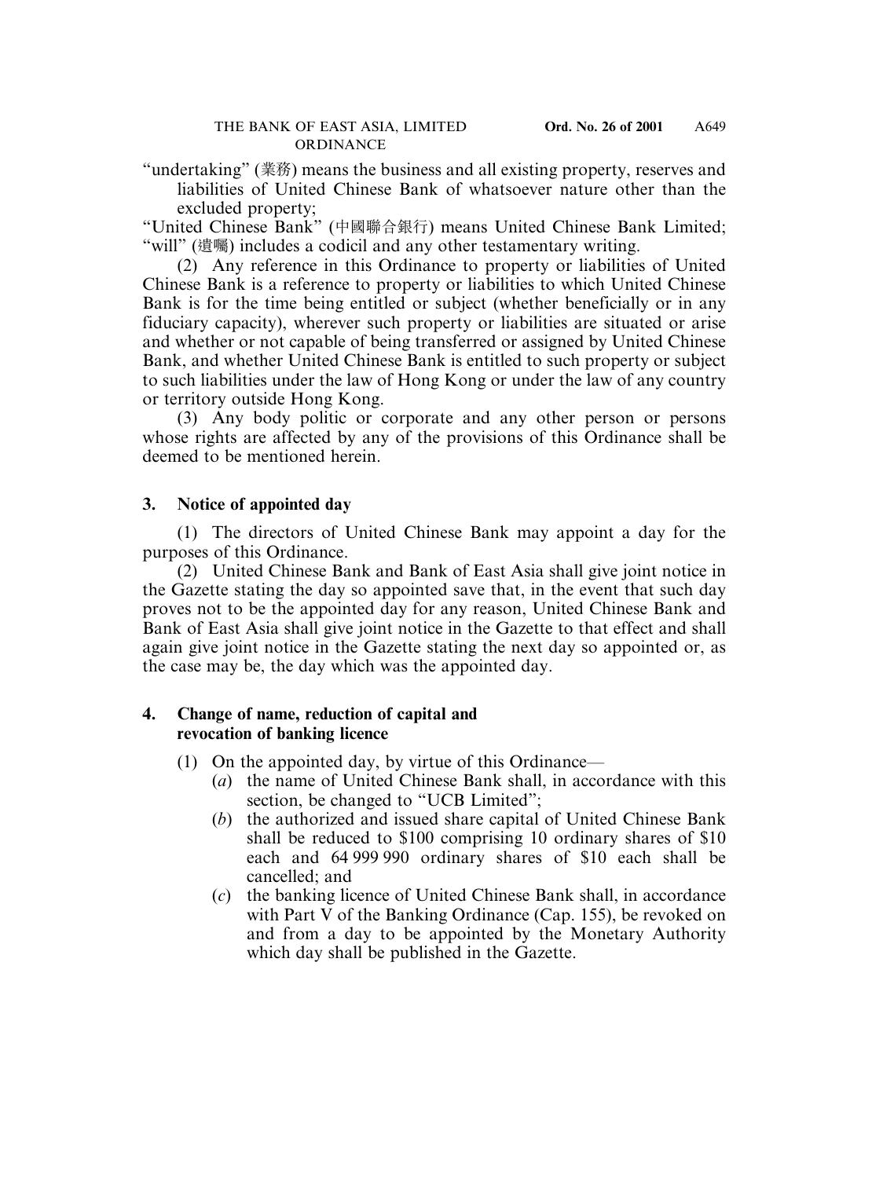"undertaking" (業務) means the business and all existing property, reserves and liabilities of United Chinese Bank of whatsoever nature other than the excluded property;

"United Chinese Bank" (中國聯合銀行) means United Chinese Bank Limited;

"will" (遺囑) includes a codicil and any other testamentary writing.

(2) Any reference in this Ordinance to property or liabilities of United Chinese Bank is a reference to property or liabilities to which United Chinese Bank is for the time being entitled or subject (whether beneficially or in any fiduciary capacity), wherever such property or liabilities are situated or arise and whether or not capable of being transferred or assigned by United Chinese Bank, and whether United Chinese Bank is entitled to such property or subject to such liabilities under the law of Hong Kong or under the law of any country or territory outside Hong Kong.

(3) Any body politic or corporate and any other person or persons whose rights are affected by any of the provisions of this Ordinance shall be deemed to be mentioned herein.

### 3. Notice of appointed day

(1) The directors of United Chinese Bank may appoint a day for the purposes of this Ordinance.

(2) United Chinese Bank and Bank of East Asia shall give joint notice in the Gazette stating the day so appointed save that, in the event that such day proves not to be the appointed day for any reason, United Chinese Bank and Bank of East Asia shall give joint notice in the Gazette to that effect and shall again give joint notice in the Gazette stating the next day so appointed or, as the case may be, the day which was the appointed day.

### 4. Change of name, reduction of capital and revocation of banking licence

(1) On the appointed day, by virtue of this Ordinance—

(*a*) the name of United Chinese Bank shall, in accordance with this section, be changed to "UCB Limited";

(*b*) the authorized and issued share capital of United Chinese Bank shall be reduced to \$100 comprising 10 ordinary shares of \$10 each and 64 999 990 ordinary shares of \$10 each shall be cancelled; and

(*c*) the banking licence of United Chinese Bank shall, in accordance with Part V of the Banking Ordinance (Cap. 155), be revoked on and from a day to be appointed by the Monetary Authority which day shall be published in the Gazette.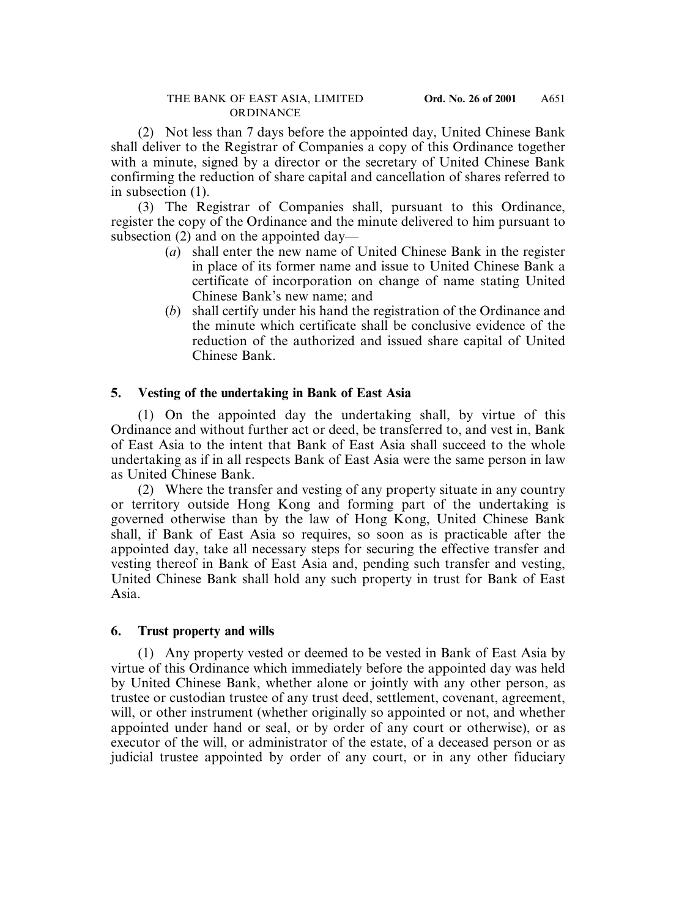(2) Not less than 7 days before the appointed day, United Chinese Bank shall deliver to the Registrar of Companies a copy of this Ordinance together with a minute, signed by a director or the secretary of United Chinese Bank confirming the reduction of share capital and cancellation of shares referred to in subsection (1).

(3) The Registrar of Companies shall, pursuant to this Ordinance, register the copy of the Ordinance and the minute delivered to him pursuant to subsection (2) and on the appointed day—

- (*a*) shall enter the new name of United Chinese Bank in the register in place of its former name and issue to United Chinese Bank a certificate of incorporation on change of name stating United Chinese Bank's new name; and
- (*b*) shall certify under his hand the registration of the Ordinance and the minute which certificate shall be conclusive evidence of the reduction of the authorized and issued share capital of United Chinese Bank.

**5. Vesting of the undertaking in Bank of East Asia**

(1) On the appointed day the undertaking shall, by virtue of this Ordinance and without further act or deed, be transferred to, and vest in, Bank of East Asia to the intent that Bank of East Asia shall succeed to the whole undertaking as if in all respects Bank of East Asia were the same person in law as United Chinese Bank.

(2) Where the transfer and vesting of any property situate in any country or territory outside Hong Kong and forming part of the undertaking is governed otherwise than by the law of Hong Kong, United Chinese Bank shall, if Bank of East Asia so requires, so soon as is practicable after the appointed day, take all necessary steps for securing the effective transfer and vesting thereof in Bank of East Asia and, pending such transfer and vesting, United Chinese Bank shall hold any such property in trust for Bank of East Asia.

**6. Trust property and wills**

(1) Any property vested or deemed to be vested in Bank of East Asia by virtue of this Ordinance which immediately before the appointed day was held by United Chinese Bank, whether alone or jointly with any other person, as trustee or custodian trustee of any trust deed, settlement, covenant, agreement, will, or other instrument (whether originally so appointed or not, and whether appointed under hand or seal, or by order of any court or otherwise), or as executor of the will, or administrator of the estate, of a deceased person or as judicial trustee appointed by order of any court, or in any other fiduciary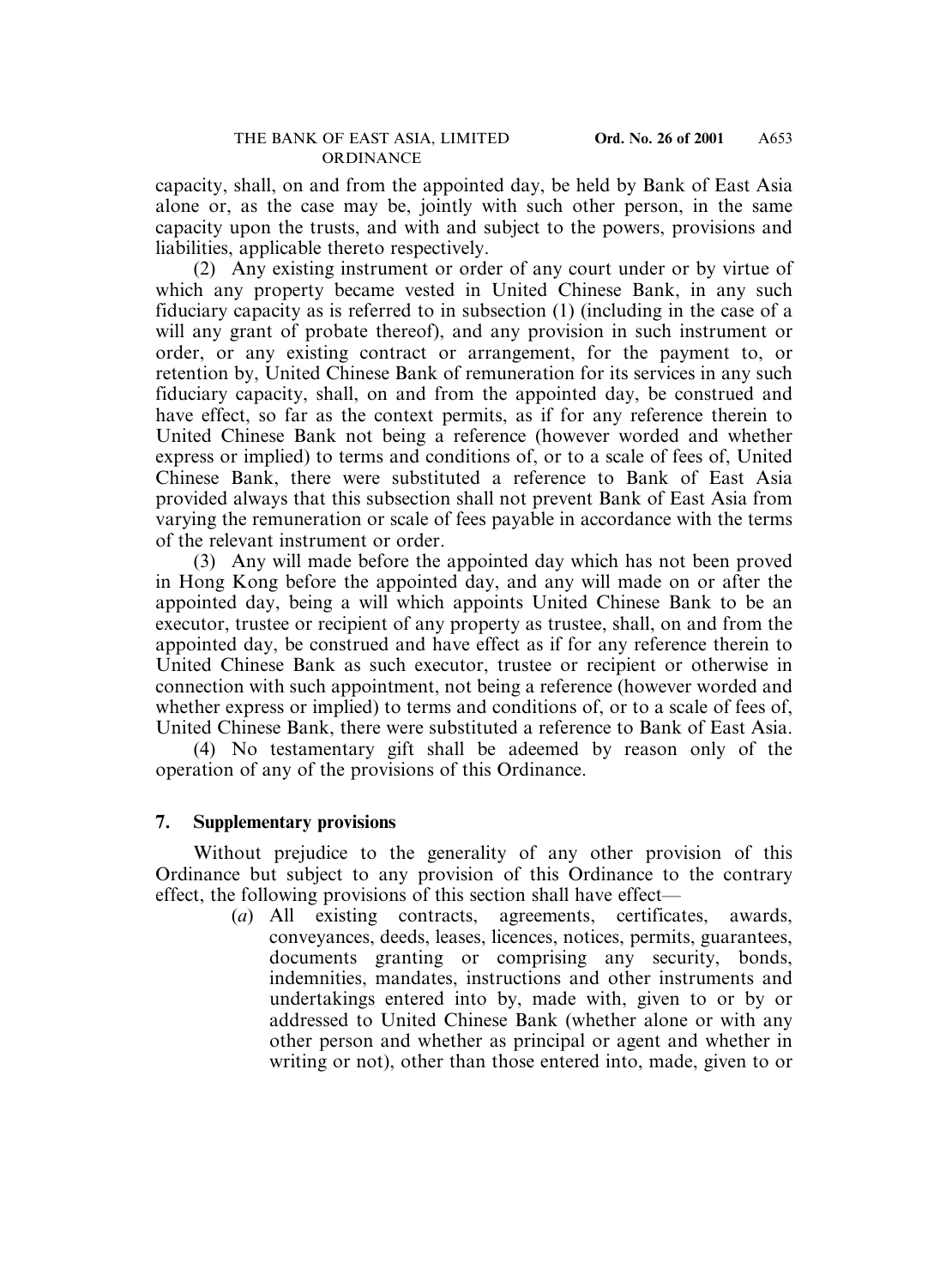capacity, shall, on and from the appointed day, be held by Bank of East Asia alone or, as the case may be, jointly with such other person, in the same capacity upon the trusts, and with and subject to the powers, provisions and liabilities, applicable thereto respectively.

(2) Any existing instrument or order of any court under or by virtue of which any property became vested in United Chinese Bank, in any such fiduciary capacity as is referred to in subsection (1) (including in the case of a will any grant of probate thereof), and any provision in such instrument or order, or any existing contract or arrangement, for the payment to, or retention by, United Chinese Bank of remuneration for its services in any such fiduciary capacity, shall, on and from the appointed day, be construed and have effect, so far as the context permits, as if for any reference therein to United Chinese Bank not being a reference (however worded and whether express or implied) to terms and conditions of, or to a scale of fees of, United Chinese Bank, there were substituted a reference to Bank of East Asia provided always that this subsection shall not prevent Bank of East Asia from varying the remuneration or scale of fees payable in accordance with the terms of the relevant instrument or order.

(3) Any will made before the appointed day which has not been proved in Hong Kong before the appointed day, and any will made on or after the appointed day, being a will which appoints United Chinese Bank to be an executor, trustee or recipient of any property as trustee, shall, on and from the appointed day, be construed and have effect as if for any reference therein to United Chinese Bank as such executor, trustee or recipient or otherwise in connection with such appointment, not being a reference (however worded and whether express or implied) to terms and conditions of, or to a scale of fees of, United Chinese Bank, there were substituted a reference to Bank of East Asia.

(4) No testamentary gift shall be adeemed by reason only of the operation of any of the provisions of this Ordinance.

### 7. Supplementary provisions

Without prejudice to the generality of any other provision of this Ordinance but subject to any provision of this Ordinance to the contrary effect, the following provisions of this section shall have effect—

(*a*) All existing contracts, agreements, certificates, awards, conveyances, deeds, leases, licences, notices, permits, guarantees, documents granting or comprising any security, bonds, indemnities, mandates, instructions and other instruments and undertakings entered into by, made with, given to or by or addressed to United Chinese Bank (whether alone or with any other person and whether as principal or agent and whether in writing or not), other than those entered into, made, given to or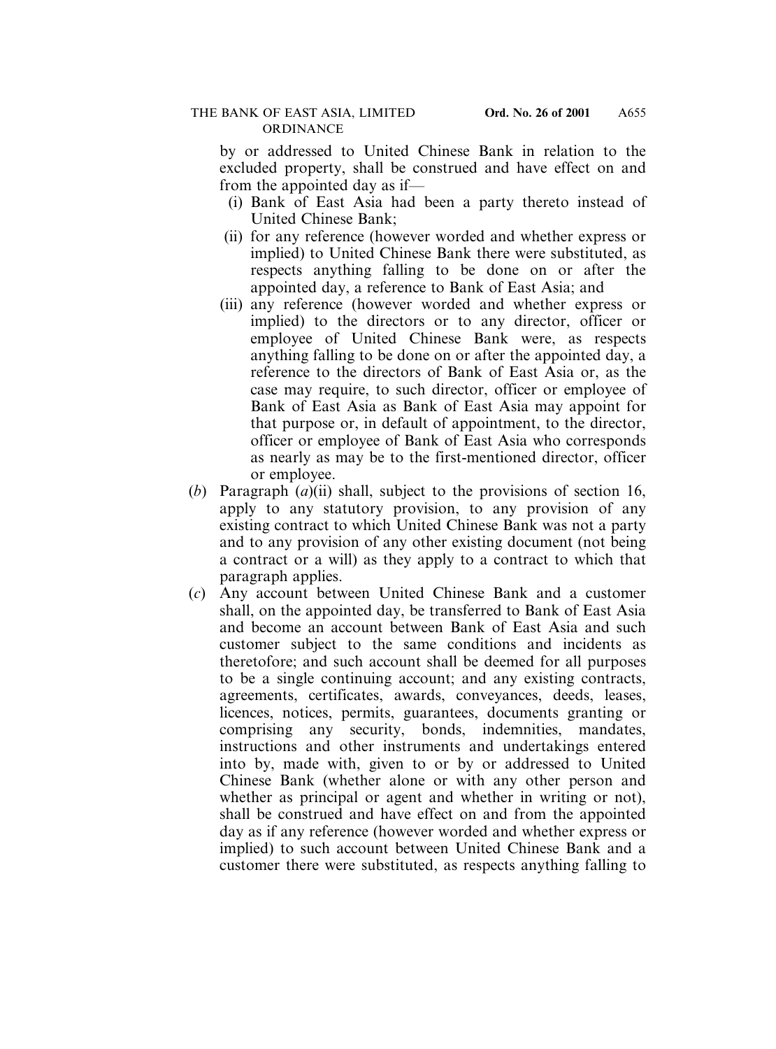by or addressed to United Chinese Bank in relation to the excluded property, shall be construed and have effect on and from the appointed day as if—

- (i) Bank of East Asia had been a party thereto instead of United Chinese Bank;
- (ii) for any reference (however worded and whether express or implied) to United Chinese Bank there were substituted, as respects anything falling to be done on or after the appointed day, a reference to Bank of East Asia; and
- (iii) any reference (however worded and whether express or implied) to the directors or to any director, officer or employee of United Chinese Bank were, as respects anything falling to be done on or after the appointed day, a reference to the directors of Bank of East Asia or, as the case may require, to such director, officer or employee of Bank of East Asia as Bank of East Asia may appoint for that purpose or, in default of appointment, to the director, officer or employee of Bank of East Asia who corresponds as nearly as may be to the first-mentioned director, officer or employee.

(*b*) Paragraph (*a*)(ii) shall, subject to the provisions of section 16, apply to any statutory provision, to any provision of any existing contract to which United Chinese Bank was not a party and to any provision of any other existing document (not being a contract or a will) as they apply to a contract to which that paragraph applies.

(*c*) Any account between United Chinese Bank and a customer shall, on the appointed day, be transferred to Bank of East Asia and become an account between Bank of East Asia and such customer subject to the same conditions and incidents as theretofore; and such account shall be deemed for all purposes to be a single continuing account; and any existing contracts, agreements, certificates, awards, conveyances, deeds, leases, licences, notices, permits, guarantees, documents granting or comprising any security, bonds, indemnities, mandates, instructions and other instruments and undertakings entered into by, made with, given to or by or addressed to United Chinese Bank (whether alone or with any other person and whether as principal or agent and whether in writing or not), shall be construed and have effect on and from the appointed day as if any reference (however worded and whether express or implied) to such account between United Chinese Bank and a customer there were substituted, as respects anything falling to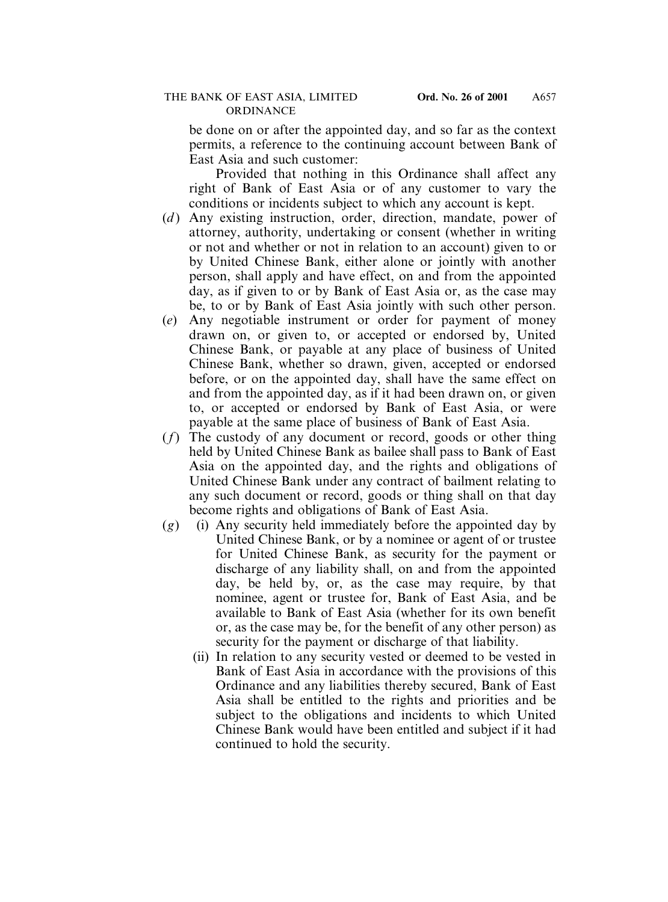be done on or after the appointed day, and so far as the context permits, a reference to the continuing account between Bank of East Asia and such customer:

Provided that nothing in this Ordinance shall affect any right of Bank of East Asia or of any customer to vary the conditions or incidents subject to which any account is kept.

(*d*) Any existing instruction, order, direction, mandate, power of attorney, authority, undertaking or consent (whether in writing or not and whether or not in relation to an account) given to or by United Chinese Bank, either alone or jointly with another person, shall apply and have effect, on and from the appointed day, as if given to or by Bank of East Asia or, as the case may be, to or by Bank of East Asia jointly with such other person.

(*e*) Any negotiable instrument or order for payment of money drawn on, or given to, or accepted or endorsed by, United Chinese Bank, or payable at any place of business of United Chinese Bank, whether so drawn, given, accepted or endorsed before, or on the appointed day, shall have the same effect on and from the appointed day, as if it had been drawn on, or given to, or accepted or endorsed by Bank of East Asia, or were payable at the same place of business of Bank of East Asia.

(*f*) The custody of any document or record, goods or other thing held by United Chinese Bank as bailee shall pass to Bank of East Asia on the appointed day, and the rights and obligations of United Chinese Bank under any contract of bailment relating to any such document or record, goods or thing shall on that day become rights and obligations of Bank of East Asia.

(*g*) (i) Any security held immediately before the appointed day by United Chinese Bank, or by a nominee or agent of or trustee for United Chinese Bank, as security for the payment or discharge of any liability shall, on and from the appointed day, be held by, or, as the case may require, by that nominee, agent or trustee for, Bank of East Asia, and be available to Bank of East Asia (whether for its own benefit or, as the case may be, for the benefit of any other person) as security for the payment or discharge of that liability.

(ii) In relation to any security vested or deemed to be vested in Bank of East Asia in accordance with the provisions of this Ordinance and any liabilities thereby secured, Bank of East Asia shall be entitled to the rights and priorities and be subject to the obligations and incidents to which United Chinese Bank would have been entitled and subject if it had continued to hold the security.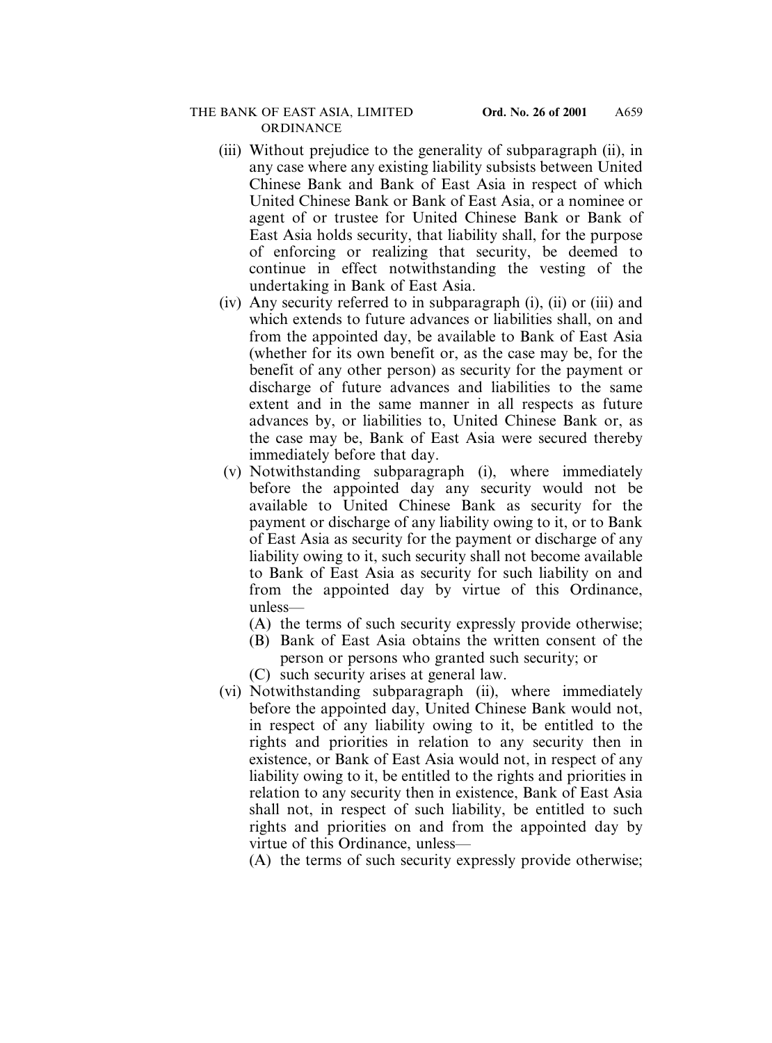(iii) Without prejudice to the generality of subparagraph (ii), in any case where any existing liability subsists between United Chinese Bank and Bank of East Asia in respect of which United Chinese Bank or Bank of East Asia, or a nominee or agent of or trustee for United Chinese Bank or Bank of East Asia holds security, that liability shall, for the purpose of enforcing or realizing that security, be deemed to continue in effect notwithstanding the vesting of the undertaking in Bank of East Asia.

(iv) Any security referred to in subparagraph (i), (ii) or (iii) and which extends to future advances or liabilities shall, on and from the appointed day, be available to Bank of East Asia (whether for its own benefit or, as the case may be, for the benefit of any other person) as security for the payment or discharge of future advances and liabilities to the same extent and in the same manner in all respects as future advances by, or liabilities to, United Chinese Bank or, as the case may be, Bank of East Asia were secured thereby immediately before that day.

(v) Notwithstanding subparagraph (i), where immediately before the appointed day any security would not be available to United Chinese Bank as security for the payment or discharge of any liability owing to it, or to Bank of East Asia as security for the payment or discharge of any liability owing to it, such security shall not become available to Bank of East Asia as security for such liability on and from the appointed day by virtue of this Ordinance, unless—

(A) the terms of such security expressly provide otherwise;

(B) Bank of East Asia obtains the written consent of the person or persons who granted such security; or

(C) such security arises at general law.

(vi) Notwithstanding subparagraph (ii), where immediately before the appointed day, United Chinese Bank would not, in respect of any liability owing to it, be entitled to the rights and priorities in relation to any security then in existence, or Bank of East Asia would not, in respect of any liability owing to it, be entitled to the rights and priorities in relation to any security then in existence, Bank of East Asia shall not, in respect of such liability, be entitled to such rights and priorities on and from the appointed day by virtue of this Ordinance, unless—

(A) the terms of such security expressly provide otherwise;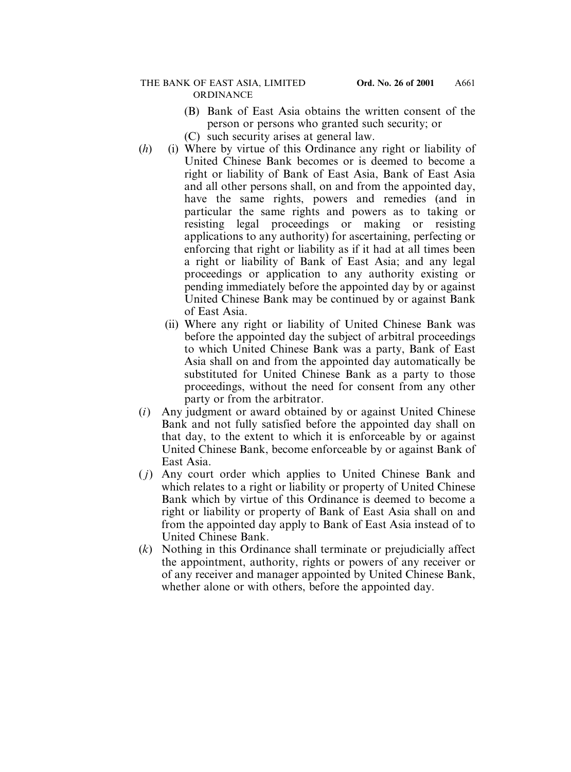(B) Bank of East Asia obtains the written consent of the person or persons who granted such security; or

(C) such security arises at general law.

(*h*) (i) Where by virtue of this Ordinance any right or liability of United Chinese Bank becomes or is deemed to become a right or liability of Bank of East Asia, Bank of East Asia and all other persons shall, on and from the appointed day, have the same rights, powers and remedies (and in particular the same rights and powers as to taking or resisting legal proceedings or making or resisting applications to any authority) for ascertaining, perfecting or enforcing that right or liability as if it had at all times been a right or liability of Bank of East Asia; and any legal proceedings or application to any authority existing or pending immediately before the appointed day by or against United Chinese Bank may be continued by or against Bank of East Asia.

(ii) Where any right or liability of United Chinese Bank was before the appointed day the subject of arbitral proceedings to which United Chinese Bank was a party, Bank of East Asia shall on and from the appointed day automatically be substituted for United Chinese Bank as a party to those proceedings, without the need for consent from any other party or from the arbitrator.

(*i*) Any judgment or award obtained by or against United Chinese Bank and not fully satisfied before the appointed day shall on that day, to the extent to which it is enforceable by or against United Chinese Bank, become enforceable by or against Bank of East Asia.

(*j*) Any court order which applies to United Chinese Bank and which relates to a right or liability or property of United Chinese Bank which by virtue of this Ordinance is deemed to become a right or liability or property of Bank of East Asia shall on and from the appointed day apply to Bank of East Asia instead of to United Chinese Bank.

(*k*) Nothing in this Ordinance shall terminate or prejudicially affect the appointment, authority, rights or powers of any receiver or of any receiver and manager appointed by United Chinese Bank, whether alone or with others, before the appointed day.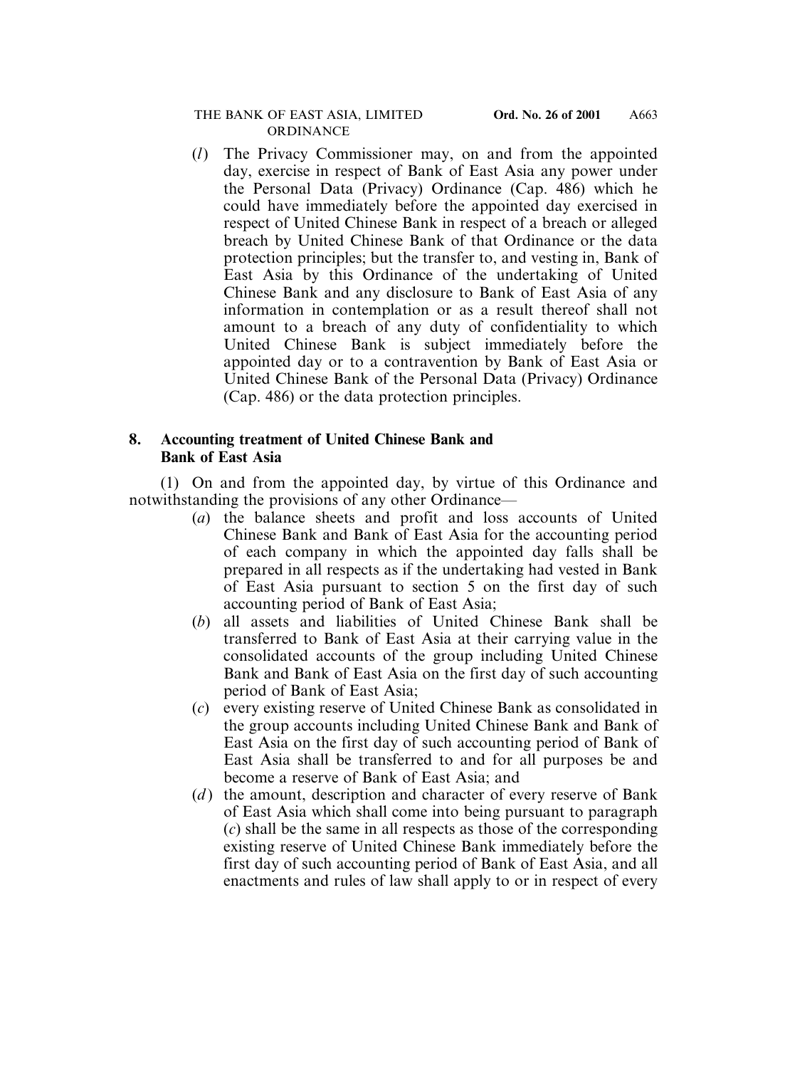(*l*) The Privacy Commissioner may, on and from the appointed day, exercise in respect of Bank of East Asia any power under the Personal Data (Privacy) Ordinance (Cap. 486) which he could have immediately before the appointed day exercised in respect of United Chinese Bank in respect of a breach or alleged breach by United Chinese Bank of that Ordinance or the data protection principles; but the transfer to, and vesting in, Bank of East Asia by this Ordinance of the undertaking of United Chinese Bank and any disclosure to Bank of East Asia of any information in contemplation or as a result thereof shall not amount to a breach of any duty of confidentiality to which United Chinese Bank is subject immediately before the appointed day or to a contravention by Bank of East Asia or United Chinese Bank of the Personal Data (Privacy) Ordinance (Cap. 486) or the data protection principles.

**8. Accounting treatment of United Chinese Bank and Bank of East Asia**

(1) On and from the appointed day, by virtue of this Ordinance and notwithstanding the provisions of any other Ordinance—

(*a*) the balance sheets and profit and loss accounts of United Chinese Bank and Bank of East Asia for the accounting period of each company in which the appointed day falls shall be prepared in all respects as if the undertaking had vested in Bank of East Asia pursuant to section 5 on the first day of such accounting period of Bank of East Asia;

(*b*) all assets and liabilities of United Chinese Bank shall be transferred to Bank of East Asia at their carrying value in the consolidated accounts of the group including United Chinese Bank and Bank of East Asia on the first day of such accounting period of Bank of East Asia;

(*c*) every existing reserve of United Chinese Bank as consolidated in the group accounts including United Chinese Bank and Bank of East Asia on the first day of such accounting period of Bank of East Asia shall be transferred to and for all purposes be and become a reserve of Bank of East Asia; and

(*d*) the amount, description and character of every reserve of Bank of East Asia which shall come into being pursuant to paragraph (*c*) shall be the same in all respects as those of the corresponding existing reserve of United Chinese Bank immediately before the first day of such accounting period of Bank of East Asia, and all enactments and rules of law shall apply to or in respect of every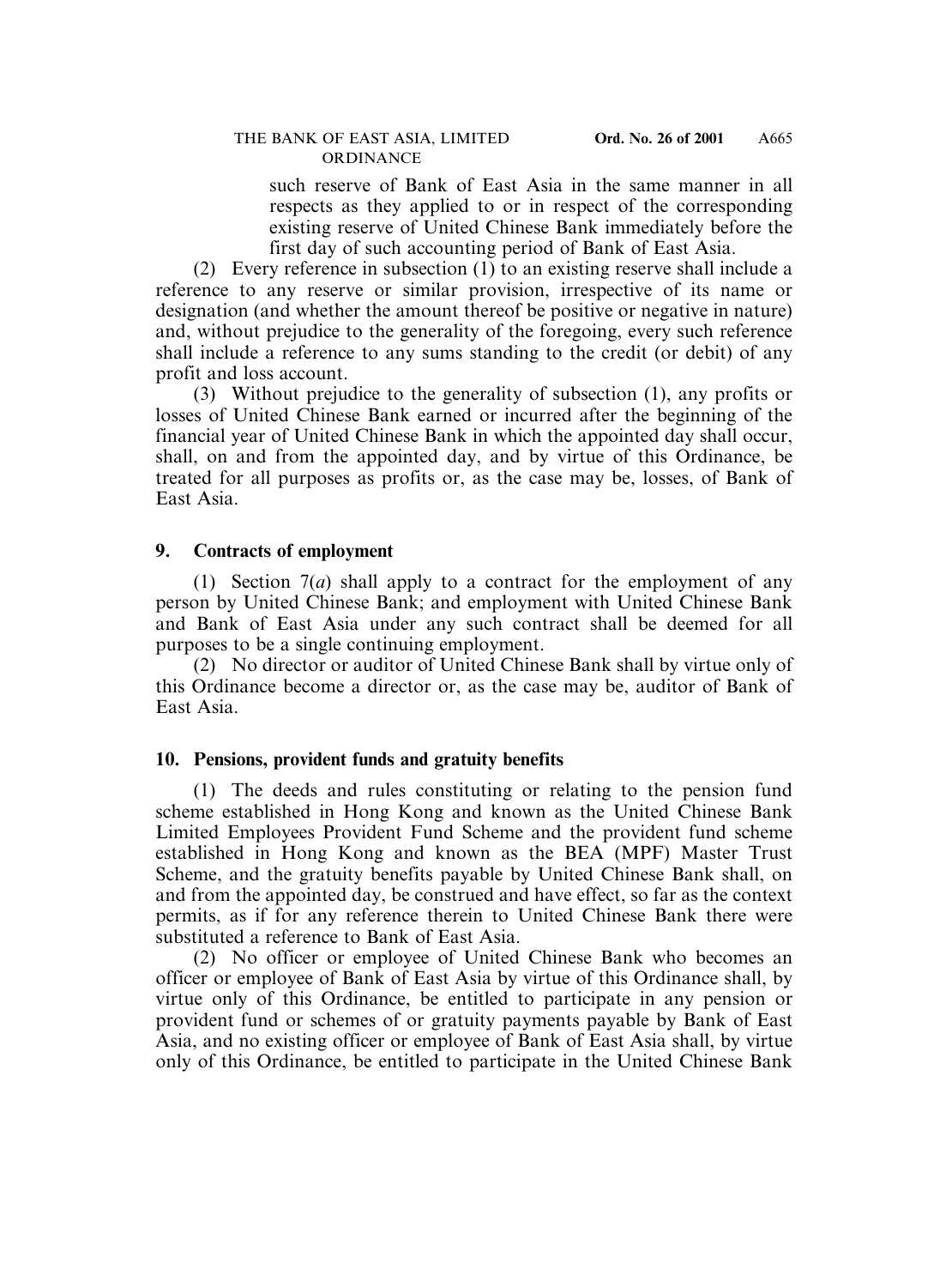such reserve of Bank of East Asia in the same manner in all respects as they applied to or in respect of the corresponding existing reserve of United Chinese Bank immediately before the first day of such accounting period of Bank of East Asia.

(2) Every reference in subsection (1) to an existing reserve shall include a reference to any reserve or similar provision, irrespective of its name or designation (and whether the amount thereof be positive or negative in nature) and, without prejudice to the generality of the foregoing, every such reference shall include a reference to any sums standing to the credit (or debit) of any profit and loss account.

(3) Without prejudice to the generality of subsection (1), any profits or losses of United Chinese Bank earned or incurred after the beginning of the financial year of United Chinese Bank in which the appointed day shall occur, shall, on and from the appointed day, and by virtue of this Ordinance, be treated for all purposes as profits or, as the case may be, losses, of Bank of East Asia.

## 9. Contracts of employment

(1) Section 7(*a*) shall apply to a contract for the employment of any person by United Chinese Bank; and employment with United Chinese Bank and Bank of East Asia under any such contract shall be deemed for all purposes to be a single continuing employment.

(2) No director or auditor of United Chinese Bank shall by virtue only of this Ordinance become a director or, as the case may be, auditor of Bank of East Asia.

## 10. Pensions, provident funds and gratuity benefits

(1) The deeds and rules constituting or relating to the pension fund scheme established in Hong Kong and known as the United Chinese Bank Limited Employees Provident Fund Scheme and the provident fund scheme established in Hong Kong and known as the BEA (MPF) Master Trust Scheme, and the gratuity benefits payable by United Chinese Bank shall, on and from the appointed day, be construed and have effect, so far as the context permits, as if for any reference therein to United Chinese Bank there were substituted a reference to Bank of East Asia.

(2) No officer or employee of United Chinese Bank who becomes an officer or employee of Bank of East Asia by virtue of this Ordinance shall, by virtue only of this Ordinance, be entitled to participate in any pension or provident fund or schemes of or gratuity payments payable by Bank of East Asia, and no existing officer or employee of Bank of East Asia shall, by virtue only of this Ordinance, be entitled to participate in the United Chinese Bank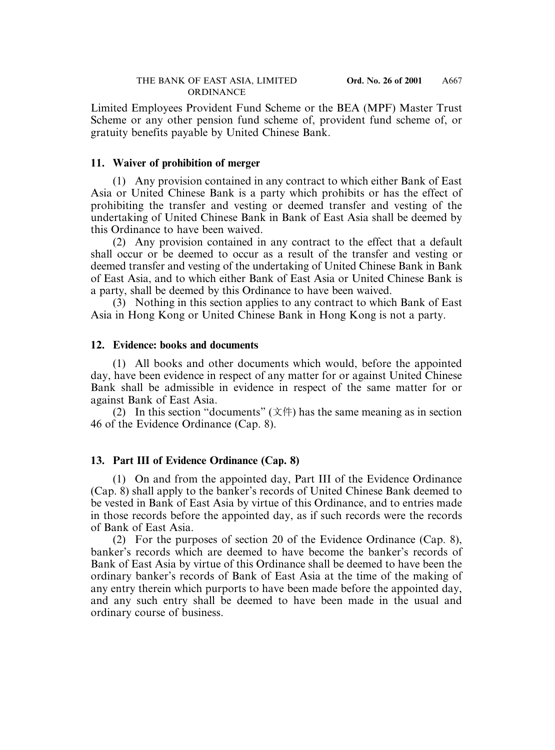Limited Employees Provident Fund Scheme or the BEA (MPF) Master Trust Scheme or any other pension fund scheme of, provident fund scheme of, or gratuity benefits payable by United Chinese Bank.

**11. Waiver of prohibition of merger**

(1) Any provision contained in any contract to which either Bank of East Asia or United Chinese Bank is a party which prohibits or has the effect of prohibiting the transfer and vesting or deemed transfer and vesting of the undertaking of United Chinese Bank in Bank of East Asia shall be deemed by this Ordinance to have been waived.

(2) Any provision contained in any contract to the effect that a default shall occur or be deemed to occur as a result of the transfer and vesting or deemed transfer and vesting of the undertaking of United Chinese Bank in Bank of East Asia, and to which either Bank of East Asia or United Chinese Bank is a party, shall be deemed by this Ordinance to have been waived.

(3) Nothing in this section applies to any contract to which Bank of East Asia in Hong Kong or United Chinese Bank in Hong Kong is not a party.

**12. Evidence: books and documents**

(1) All books and other documents which would, before the appointed day, have been evidence in respect of any matter for or against United Chinese Bank shall be admissible in evidence in respect of the same matter for or against Bank of East Asia.

(2) In this section "documents" (文件) has the same meaning as in section 46 of the Evidence Ordinance (Cap. 8).

**13. Part III of Evidence Ordinance (Cap. 8)**

(1) On and from the appointed day, Part III of the Evidence Ordinance (Cap. 8) shall apply to the banker's records of United Chinese Bank deemed to be vested in Bank of East Asia by virtue of this Ordinance, and to entries made in those records before the appointed day, as if such records were the records of Bank of East Asia.

(2) For the purposes of section 20 of the Evidence Ordinance (Cap. 8), banker's records which are deemed to have become the banker's records of Bank of East Asia by virtue of this Ordinance shall be deemed to have been the ordinary banker's records of Bank of East Asia at the time of the making of any entry therein which purports to have been made before the appointed day, and any such entry shall be deemed to have been made in the usual and ordinary course of business.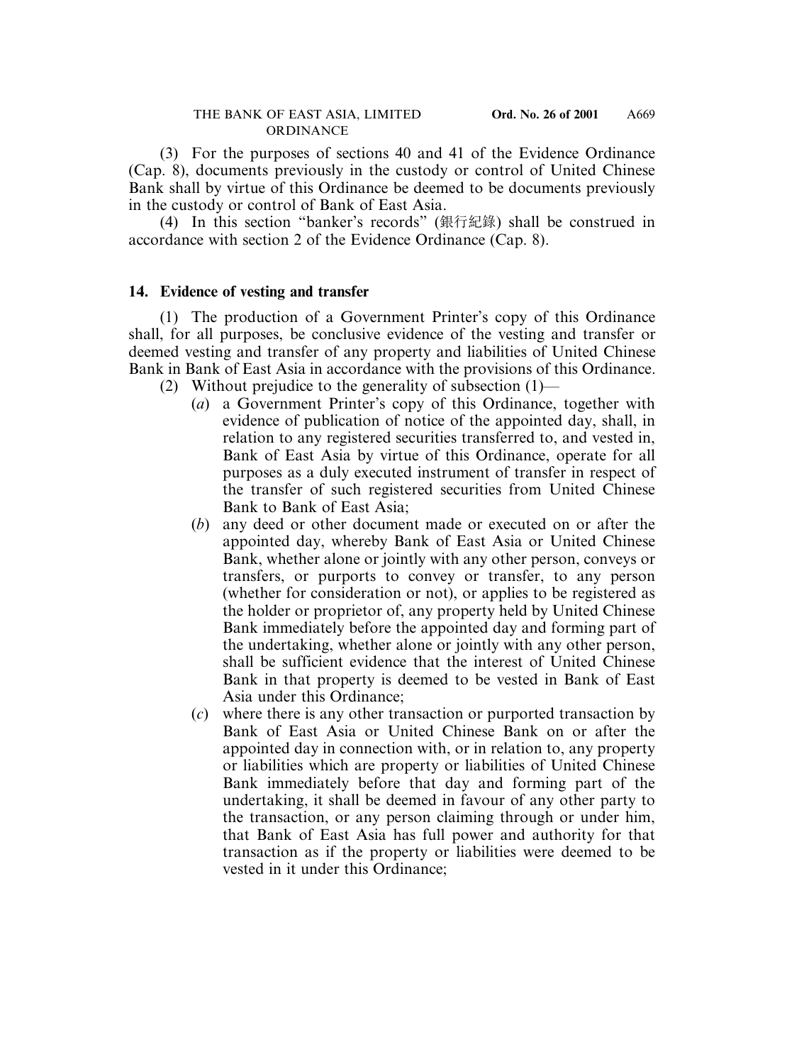(3) For the purposes of sections 40 and 41 of the Evidence Ordinance (Cap. 8), documents previously in the custody or control of United Chinese Bank shall by virtue of this Ordinance be deemed to be documents previously in the custody or control of Bank of East Asia.

(4) In this section "banker's records" (銀行紀錄) shall be construed in accordance with section 2 of the Evidence Ordinance (Cap. 8).

**14. Evidence of vesting and transfer**

(1) The production of a Government Printer's copy of this Ordinance shall, for all purposes, be conclusive evidence of the vesting and transfer or deemed vesting and transfer of any property and liabilities of United Chinese Bank in Bank of East Asia in accordance with the provisions of this Ordinance.

(2) Without prejudice to the generality of subsection (1)—

(*a*) a Government Printer's copy of this Ordinance, together with evidence of publication of notice of the appointed day, shall, in relation to any registered securities transferred to, and vested in, Bank of East Asia by virtue of this Ordinance, operate for all purposes as a duly executed instrument of transfer in respect of the transfer of such registered securities from United Chinese Bank to Bank of East Asia;

(*b*) any deed or other document made or executed on or after the appointed day, whereby Bank of East Asia or United Chinese Bank, whether alone or jointly with any other person, conveys or transfers, or purports to convey or transfer, to any person (whether for consideration or not), or applies to be registered as the holder or proprietor of, any property held by United Chinese Bank immediately before the appointed day and forming part of the undertaking, whether alone or jointly with any other person, shall be sufficient evidence that the interest of United Chinese Bank in that property is deemed to be vested in Bank of East Asia under this Ordinance;

(*c*) where there is any other transaction or purported transaction by Bank of East Asia or United Chinese Bank on or after the appointed day in connection with, or in relation to, any property or liabilities which are property or liabilities of United Chinese Bank immediately before that day and forming part of the undertaking, it shall be deemed in favour of any other party to the transaction, or any person claiming through or under him, that Bank of East Asia has full power and authority for that transaction as if the property or liabilities were deemed to be vested in it under this Ordinance;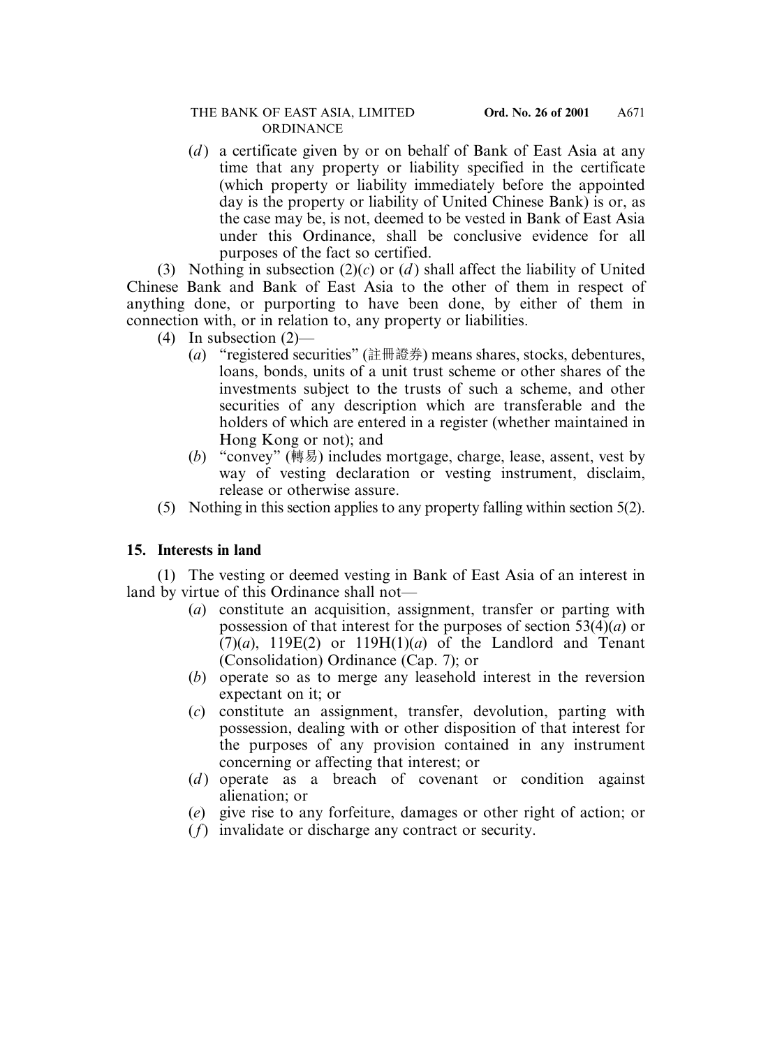(*d*) a certificate given by or on behalf of Bank of East Asia at any time that any property or liability specified in the certificate (which property or liability immediately before the appointed day is the property or liability of United Chinese Bank) is or, as the case may be, is not, deemed to be vested in Bank of East Asia under this Ordinance, shall be conclusive evidence for all purposes of the fact so certified.

(3) Nothing in subsection (2)(*c*) or (*d*) shall affect the liability of United Chinese Bank and Bank of East Asia to the other of them in respect of anything done, or purporting to have been done, by either of them in connection with, or in relation to, any property or liabilities.

(4) In subsection (2)—

(*a*) "registered securities" (註冊證券) means shares, stocks, debentures, loans, bonds, units of a unit trust scheme or other shares of the investments subject to the trusts of such a scheme, and other securities of any description which are transferable and the holders of which are entered in a register (whether maintained in Hong Kong or not); and

(*b*) "convey" (轉易) includes mortgage, charge, lease, assent, vest by way of vesting declaration or vesting instrument, disclaim, release or otherwise assure.

(5) Nothing in this section applies to any property falling within section 5(2).

**15. Interests in land**

(1) The vesting or deemed vesting in Bank of East Asia of an interest in land by virtue of this Ordinance shall not—

(*a*) constitute an acquisition, assignment, transfer or parting with possession of that interest for the purposes of section 53(4)(*a*) or (7)(*a*), 119E(2) or 119H(1)(*a*) of the Landlord and Tenant (Consolidation) Ordinance (Cap. 7); or

(*b*) operate so as to merge any leasehold interest in the reversion expectant on it; or

(*c*) constitute an assignment, transfer, devolution, parting with possession, dealing with or other disposition of that interest for the purposes of any provision contained in any instrument concerning or affecting that interest; or

(*d*) operate as a breach of covenant or condition against alienation; or

(*e*) give rise to any forfeiture, damages or other right of action; or

(*f*) invalidate or discharge any contract or security.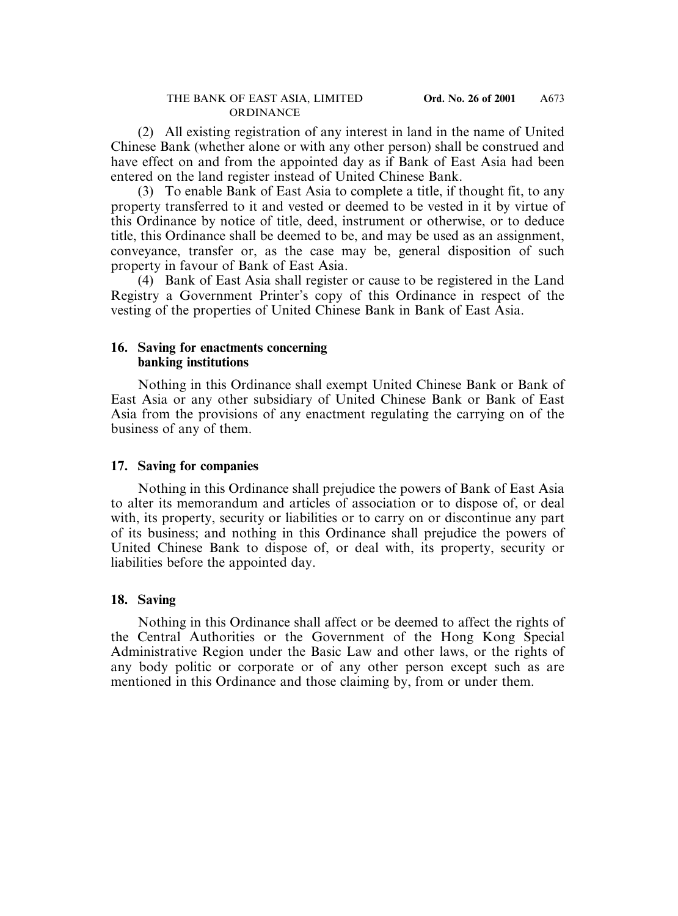(2) All existing registration of any interest in land in the name of United Chinese Bank (whether alone or with any other person) shall be construed and have effect on and from the appointed day as if Bank of East Asia had been entered on the land register instead of United Chinese Bank.

(3) To enable Bank of East Asia to complete a title, if thought fit, to any property transferred to it and vested or deemed to be vested in it by virtue of this Ordinance by notice of title, deed, instrument or otherwise, or to deduce title, this Ordinance shall be deemed to be, and may be used as an assignment, conveyance, transfer or, as the case may be, general disposition of such property in favour of Bank of East Asia.

(4) Bank of East Asia shall register or cause to be registered in the Land Registry a Government Printer's copy of this Ordinance in respect of the vesting of the properties of United Chinese Bank in Bank of East Asia.

**16. Saving for enactments concerning banking institutions**

Nothing in this Ordinance shall exempt United Chinese Bank or Bank of East Asia or any other subsidiary of United Chinese Bank or Bank of East Asia from the provisions of any enactment regulating the carrying on of the business of any of them.

**17. Saving for companies**

Nothing in this Ordinance shall prejudice the powers of Bank of East Asia to alter its memorandum and articles of association or to dispose of, or deal with, its property, security or liabilities or to carry on or discontinue any part of its business; and nothing in this Ordinance shall prejudice the powers of United Chinese Bank to dispose of, or deal with, its property, security or liabilities before the appointed day.

**18. Saving**

Nothing in this Ordinance shall affect or be deemed to affect the rights of the Central Authorities or the Government of the Hong Kong Special Administrative Region under the Basic Law and other laws, or the rights of any body politic or corporate or of any other person except such as are mentioned in this Ordinance and those claiming by, from or under them.